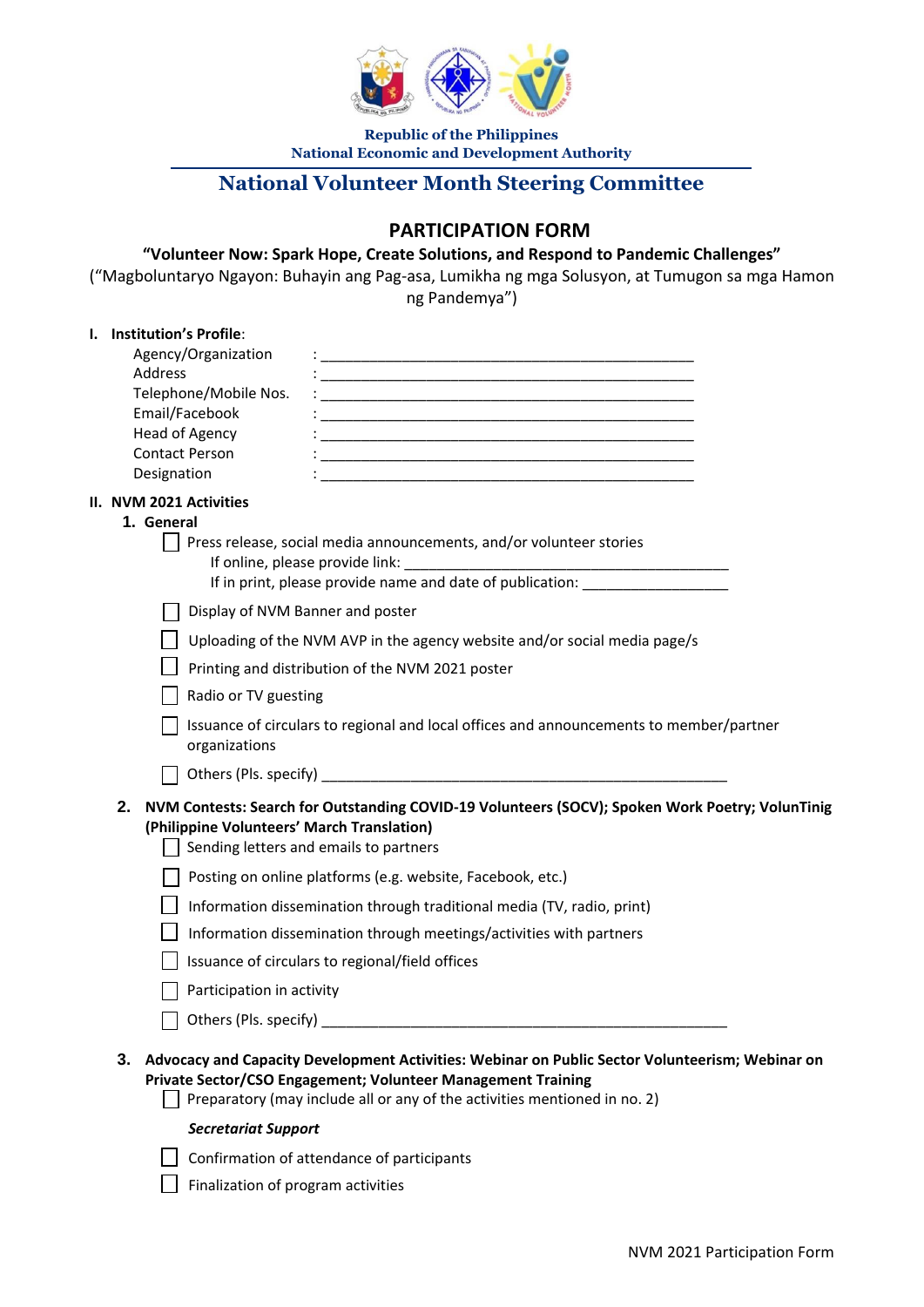Republic of the Philippines
National Economic and Development Authority

## National Volunteer Month Steering Committee

# PARTICIPATION FORM

**"Volunteer Now: Spark Hope, Create Solutions, and Respond to Pandemic Challenges"**

("Magboluntaryo Ngayon: Buhayin ang Pag-asa, Lumikha ng mga Solusyon, at Tumugon sa mga Hamon ng Pandemya")

**I. Institution's Profile**:

Agency/Organization : ______________________________________________
Address : ______________________________________________
Telephone/Mobile Nos. : ______________________________________________
Email/Facebook : ______________________________________________
Head of Agency : ______________________________________________
Contact Person : ______________________________________________
Designation : ______________________________________________

**II. NVM 2021 Activities**

**1. General**

- ☐ Press release, social media announcements, and/or volunteer stories
  If online, please provide link: ________________________________________
  If in print, please provide name and date of publication: _________________
- ☐ Display of NVM Banner and poster
- ☐ Uploading of the NVM AVP in the agency website and/or social media page/s
- ☐ Printing and distribution of the NVM 2021 poster
- ☐ Radio or TV guesting
- ☐ Issuance of circulars to regional and local offices and announcements to member/partner organizations
- ☐ Others (Pls. specify) ______________________________________________

**2. NVM Contests: Search for Outstanding COVID-19 Volunteers (SOCV); Spoken Work Poetry; VolunTinig (Philippine Volunteers' March Translation)**

- ☐ Sending letters and emails to partners
- ☐ Posting on online platforms (e.g. website, Facebook, etc.)
- ☐ Information dissemination through traditional media (TV, radio, print)
- ☐ Information dissemination through meetings/activities with partners
- ☐ Issuance of circulars to regional/field offices
- ☐ Participation in activity
- ☐ Others (Pls. specify) ______________________________________________

**3. Advocacy and Capacity Development Activities: Webinar on Public Sector Volunteerism; Webinar on Private Sector/CSO Engagement; Volunteer Management Training**

- ☐ Preparatory (may include all or any of the activities mentioned in no. 2)

***Secretariat Support***

- ☐ Confirmation of attendance of participants
- ☐ Finalization of program activities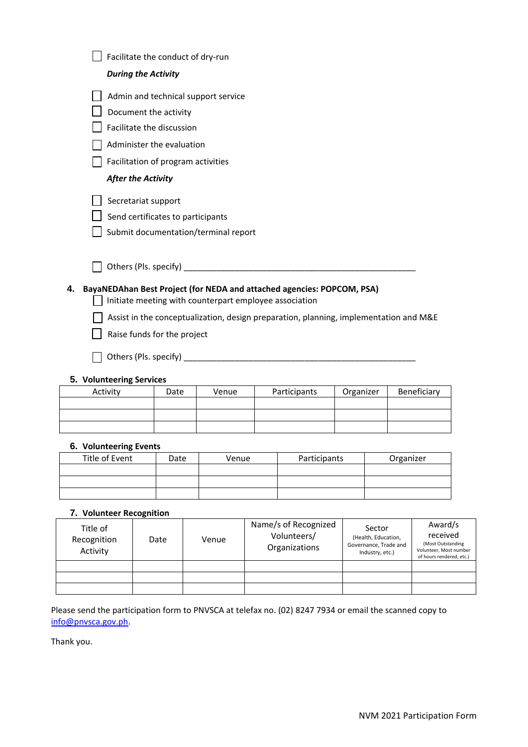- [ ] Facilitate the conduct of dry-run

***During the Activity***

- [ ] Admin and technical support service
- [ ] Document the activity
- [ ] Facilitate the discussion
- [ ] Administer the evaluation
- [ ] Facilitation of program activities

***After the Activity***

- [ ] Secretariat support
- [ ] Send certificates to participants
- [ ] Submit documentation/terminal report

- [ ] Others (Pls. specify) ___________________________________________________

**4. BayaNEDAhan Best Project (for NEDA and attached agencies: POPCOM, PSA)**

- [ ] Initiate meeting with counterpart employee association
- [ ] Assist in the conceptualization, design preparation, planning, implementation and M&E
- [ ] Raise funds for the project

- [ ] Others (Pls. specify) ___________________________________________________

**5. Volunteering Services**

| Activity | Date | Venue | Participants | Organizer | Beneficiary |
|---|---|---|---|---|---|
| | | | | | |
| | | | | | |
| | | | | | |

**6. Volunteering Events**

| Title of Event | Date | Venue | Participants | Organizer |
|---|---|---|---|---|
| | | | | |
| | | | | |
| | | | | |

**7. Volunteer Recognition**

| Title of Recognition Activity | Date | Venue | Name/s of Recognized Volunteers/ Organizations | Sector (Health, Education, Governance, Trade and Industry, etc.) | Award/s received (Most Outstanding Volunteer, Most number of hours rendered, etc.) |
|---|---|---|---|---|---|
| | | | | | |
| | | | | | |
| | | | | | |

Please send the participation form to PNVSCA at telefax no. (02) 8247 7934 or email the scanned copy to info@pnvsca.gov.ph.

Thank you.